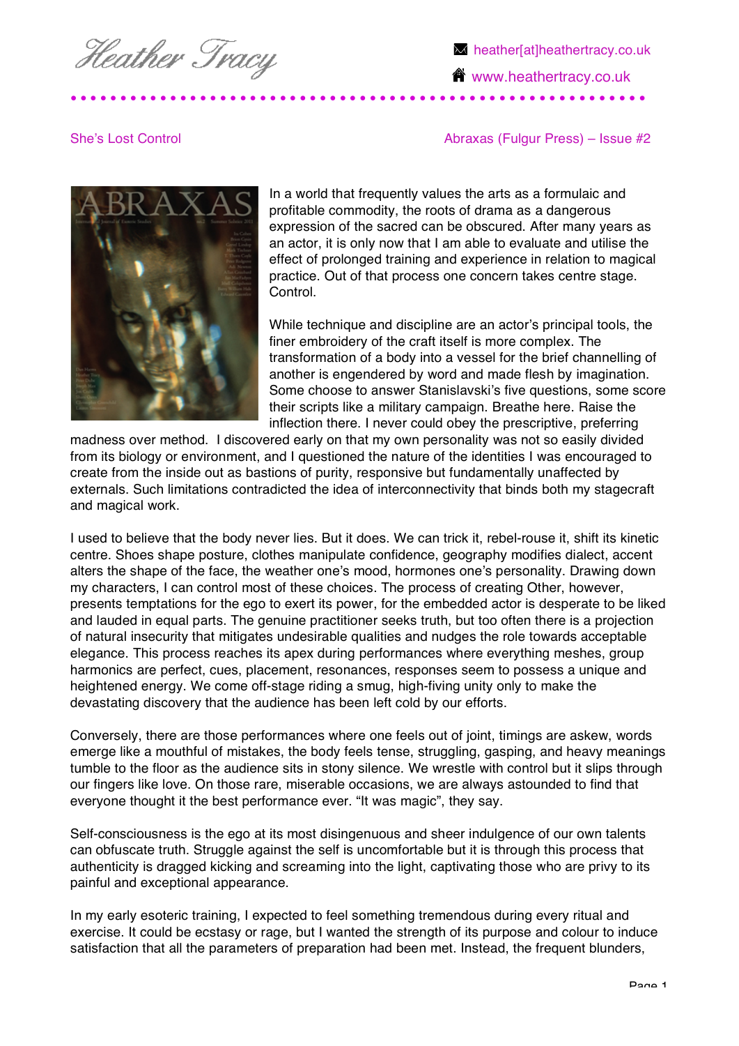Heather Tracy

heather[at]heathertracy.co.uk

www.heathertracy.co.uk

She's Lost Control

Abraxas (Fulgur Press) – Issue #2

In a world that frequently values the arts as a formulaic and profitable commodity, the roots of drama as a dangerous expression of the sacred can be obscured. After many years as an actor, it is only now that I am able to evaluate and utilise the effect of prolonged training and experience in relation to magical practice. Out of that process one concern takes centre stage. Control.

While technique and discipline are an actor's principal tools, the finer embroidery of the craft itself is more complex. The transformation of a body into a vessel for the brief channelling of another is engendered by word and made flesh by imagination. Some choose to answer Stanislavski's five questions, some score their scripts like a military campaign. Breathe here. Raise the inflection there. I never could obey the prescriptive, preferring madness over method. I discovered early on that my own personality was not so easily divided from its biology or environment, and I questioned the nature of the identities I was encouraged to create from the inside out as bastions of purity, responsive but fundamentally unaffected by externals. Such limitations contradicted the idea of interconnectivity that binds both my stagecraft and magical work.

I used to believe that the body never lies. But it does. We can trick it, rebel-rouse it, shift its kinetic centre. Shoes shape posture, clothes manipulate confidence, geography modifies dialect, accent alters the shape of the face, the weather one's mood, hormones one's personality. Drawing down my characters, I can control most of these choices. The process of creating Other, however, presents temptations for the ego to exert its power, for the embedded actor is desperate to be liked and lauded in equal parts. The genuine practitioner seeks truth, but too often there is a projection of natural insecurity that mitigates undesirable qualities and nudges the role towards acceptable elegance. This process reaches its apex during performances where everything meshes, group harmonics are perfect, cues, placement, resonances, responses seem to possess a unique and heightened energy. We come off-stage riding a smug, high-fiving unity only to make the devastating discovery that the audience has been left cold by our efforts.

Conversely, there are those performances where one feels out of joint, timings are askew, words emerge like a mouthful of mistakes, the body feels tense, struggling, gasping, and heavy meanings tumble to the floor as the audience sits in stony silence. We wrestle with control but it slips through our fingers like love. On those rare, miserable occasions, we are always astounded to find that everyone thought it the best performance ever. "It was magic", they say.

Self-consciousness is the ego at its most disingenuous and sheer indulgence of our own talents can obfuscate truth. Struggle against the self is uncomfortable but it is through this process that authenticity is dragged kicking and screaming into the light, captivating those who are privy to its painful and exceptional appearance.

In my early esoteric training, I expected to feel something tremendous during every ritual and exercise. It could be ecstasy or rage, but I wanted the strength of its purpose and colour to induce satisfaction that all the parameters of preparation had been met. Instead, the frequent blunders,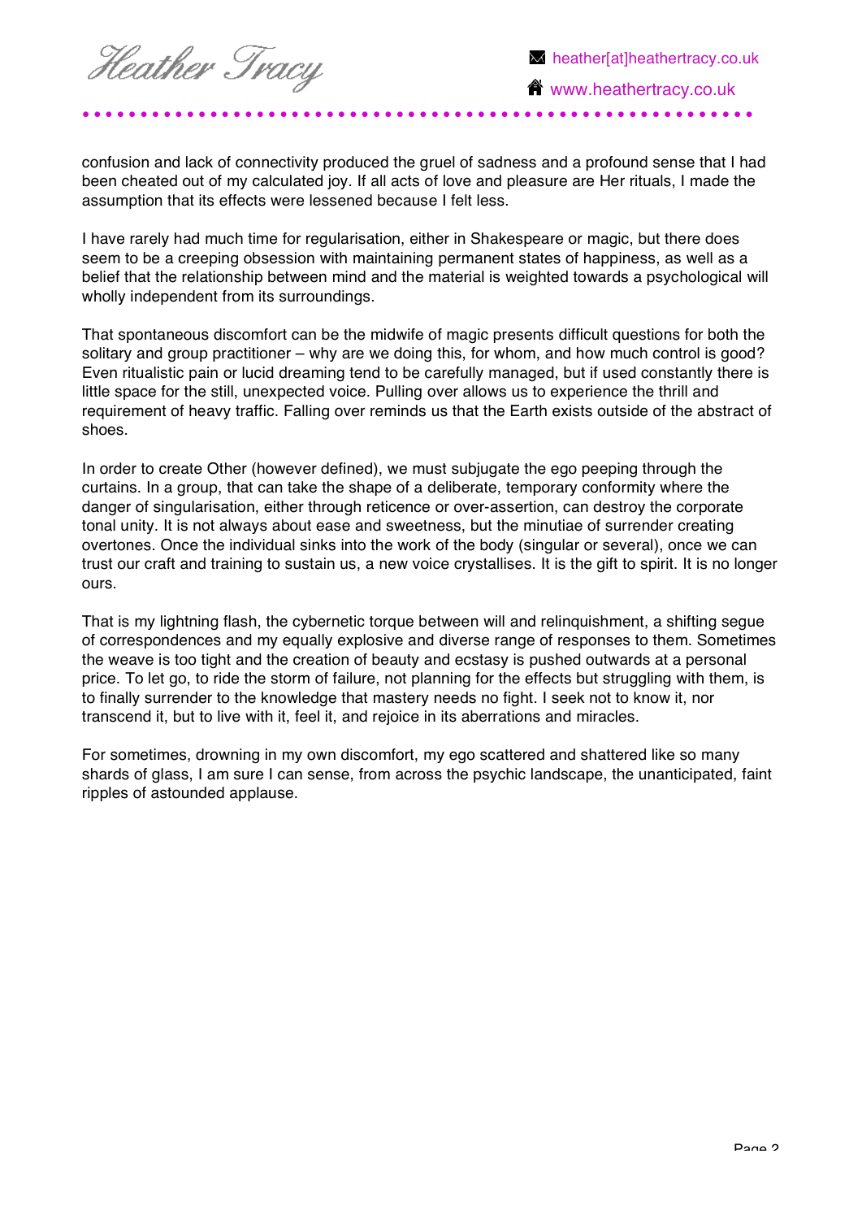confusion and lack of connectivity produced the gruel of sadness and a profound sense that I had been cheated out of my calculated joy. If all acts of love and pleasure are Her rituals, I made the assumption that its effects were lessened because I felt less.

I have rarely had much time for regularisation, either in Shakespeare or magic, but there does seem to be a creeping obsession with maintaining permanent states of happiness, as well as a belief that the relationship between mind and the material is weighted towards a psychological will wholly independent from its surroundings.

That spontaneous discomfort can be the midwife of magic presents difficult questions for both the solitary and group practitioner – why are we doing this, for whom, and how much control is good? Even ritualistic pain or lucid dreaming tend to be carefully managed, but if used constantly there is little space for the still, unexpected voice. Pulling over allows us to experience the thrill and requirement of heavy traffic. Falling over reminds us that the Earth exists outside of the abstract of shoes.

In order to create Other (however defined), we must subjugate the ego peeping through the curtains. In a group, that can take the shape of a deliberate, temporary conformity where the danger of singularisation, either through reticence or over-assertion, can destroy the corporate tonal unity. It is not always about ease and sweetness, but the minutiae of surrender creating overtones. Once the individual sinks into the work of the body (singular or several), once we can trust our craft and training to sustain us, a new voice crystallises. It is the gift to spirit. It is no longer ours.

That is my lightning flash, the cybernetic torque between will and relinquishment, a shifting segue of correspondences and my equally explosive and diverse range of responses to them. Sometimes the weave is too tight and the creation of beauty and ecstasy is pushed outwards at a personal price. To let go, to ride the storm of failure, not planning for the effects but struggling with them, is to finally surrender to the knowledge that mastery needs no fight. I seek not to know it, nor transcend it, but to live with it, feel it, and rejoice in its aberrations and miracles.

For sometimes, drowning in my own discomfort, my ego scattered and shattered like so many shards of glass, I am sure I can sense, from across the psychic landscape, the unanticipated, faint ripples of astounded applause.